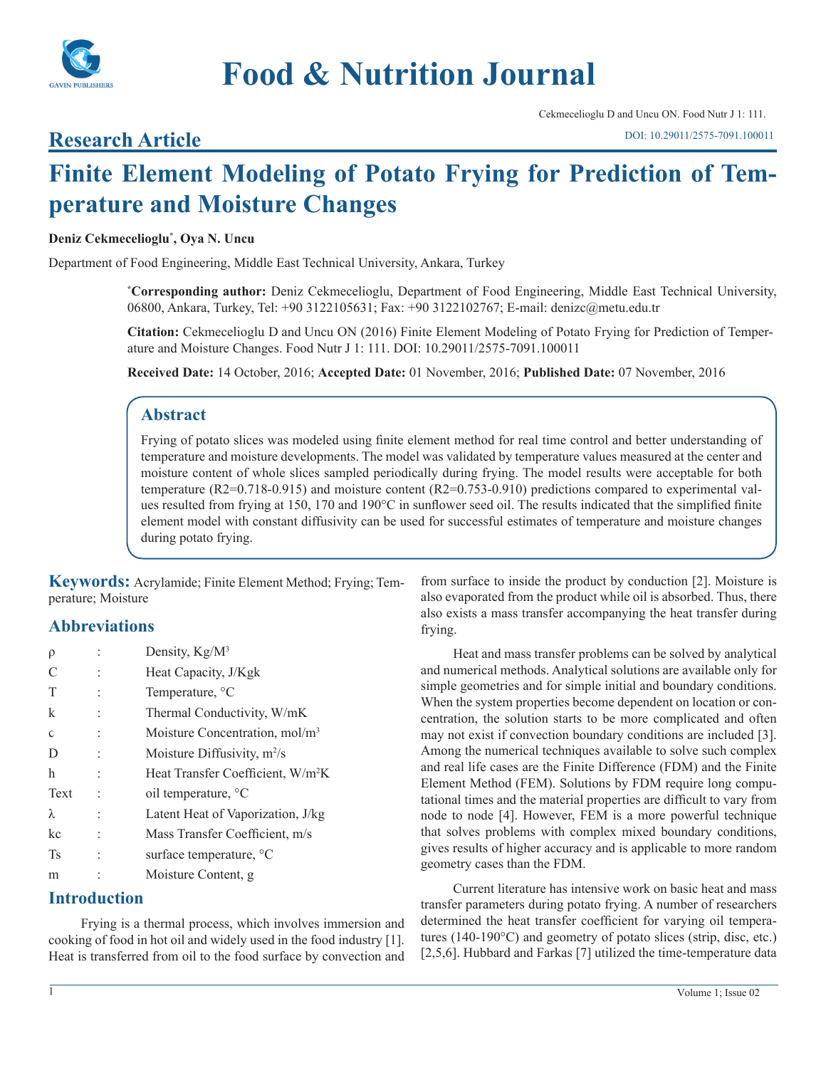# Food & Nutrition Journal

Cekmecelioglu D and Uncu ON. Food Nutr J 1: 111.

DOI: 10.29011/2575-7091.100011

## Research Article

# Finite Element Modeling of Potato Frying for Prediction of Temperature and Moisture Changes

**Deniz Cekmecelioglu*, Oya N. Uncu**

Department of Food Engineering, Middle East Technical University, Ankara, Turkey

***Corresponding author:** Deniz Cekmecelioglu, Department of Food Engineering, Middle East Technical University, 06800, Ankara, Turkey, Tel: +90 3122105631; Fax: +90 3122102767; E-mail: denizc@metu.edu.tr

**Citation:** Cekmecelioglu D and Uncu ON (2016) Finite Element Modeling of Potato Frying for Prediction of Temperature and Moisture Changes. Food Nutr J 1: 111. DOI: 10.29011/2575-7091.100011

**Received Date:** 14 October, 2016; **Accepted Date:** 01 November, 2016; **Published Date:** 07 November, 2016

## Abstract

Frying of potato slices was modeled using finite element method for real time control and better understanding of temperature and moisture developments. The model was validated by temperature values measured at the center and moisture content of whole slices sampled periodically during frying. The model results were acceptable for both temperature ($R^2$=0.718-0.915) and moisture content ($R^2$=0.753-0.910) predictions compared to experimental values resulted from frying at 150, 170 and 190°C in sunflower seed oil. The results indicated that the simplified finite element model with constant diffusivity can be used for successful estimates of temperature and moisture changes during potato frying.

**Keywords:** Acrylamide; Finite Element Method; Frying; Temperature; Moisture

## Abbreviations

| | | |
|---|---|---|
| ρ | : | Density, Kg/M$^3$ |
| C | : | Heat Capacity, J/Kgk |
| T | : | Temperature, °C |
| k | : | Thermal Conductivity, W/mK |
| c | : | Moisture Concentration, mol/m$^3$ |
| D | : | Moisture Diffusivity, m$^2$/s |
| h | : | Heat Transfer Coefficient, W/m$^2$K |
| Text | : | oil temperature, °C |
| λ | : | Latent Heat of Vaporization, J/kg |
| kc | : | Mass Transfer Coefficient, m/s |
| Ts | : | surface temperature, °C |
| m | : | Moisture Content, g |

## Introduction

Frying is a thermal process, which involves immersion and cooking of food in hot oil and widely used in the food industry [1]. Heat is transferred from oil to the food surface by convection and from surface to inside the product by conduction [2]. Moisture is also evaporated from the product while oil is absorbed. Thus, there also exists a mass transfer accompanying the heat transfer during frying.

Heat and mass transfer problems can be solved by analytical and numerical methods. Analytical solutions are available only for simple geometries and for simple initial and boundary conditions. When the system properties become dependent on location or concentration, the solution starts to be more complicated and often may not exist if convection boundary conditions are included [3]. Among the numerical techniques available to solve such complex and real life cases are the Finite Difference (FDM) and the Finite Element Method (FEM). Solutions by FDM require long computational times and the material properties are difficult to vary from node to node [4]. However, FEM is a more powerful technique that solves problems with complex mixed boundary conditions, gives results of higher accuracy and is applicable to more random geometry cases than the FDM.

Current literature has intensive work on basic heat and mass transfer parameters during potato frying. A number of researchers determined the heat transfer coefficient for varying oil temperatures (140-190°C) and geometry of potato slices (strip, disc, etc.) [2,5,6]. Hubbard and Farkas [7] utilized the time-temperature data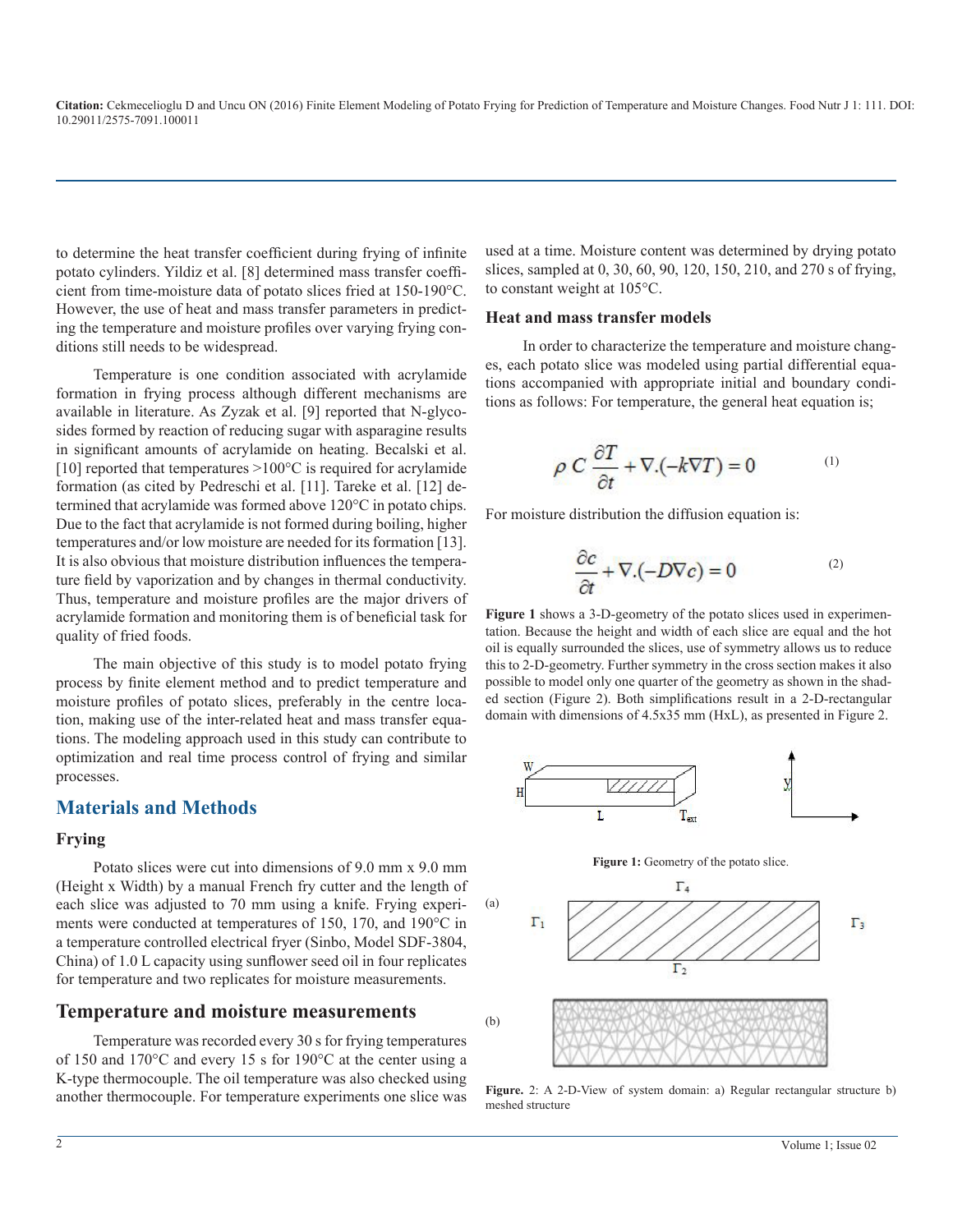to determine the heat transfer coefficient during frying of infinite potato cylinders. Yildiz et al. [8] determined mass transfer coefficient from time-moisture data of potato slices fried at 150-190°C. However, the use of heat and mass transfer parameters in predicting the temperature and moisture profiles over varying frying conditions still needs to be widespread.

Temperature is one condition associated with acrylamide formation in frying process although different mechanisms are available in literature. As Zyzak et al. [9] reported that N-glycosides formed by reaction of reducing sugar with asparagine results in significant amounts of acrylamide on heating. Becalski et al. [10] reported that temperatures >100°C is required for acrylamide formation (as cited by Pedreschi et al. [11]. Tareke et al. [12] determined that acrylamide was formed above 120°C in potato chips. Due to the fact that acrylamide is not formed during boiling, higher temperatures and/or low moisture are needed for its formation [13]. It is also obvious that moisture distribution influences the temperature field by vaporization and by changes in thermal conductivity. Thus, temperature and moisture profiles are the major drivers of acrylamide formation and monitoring them is of beneficial task for quality of fried foods.

The main objective of this study is to model potato frying process by finite element method and to predict temperature and moisture profiles of potato slices, preferably in the centre location, making use of the inter-related heat and mass transfer equations. The modeling approach used in this study can contribute to optimization and real time process control of frying and similar processes.

## Materials and Methods

### Frying

Potato slices were cut into dimensions of 9.0 mm x 9.0 mm (Height x Width) by a manual French fry cutter and the length of each slice was adjusted to 70 mm using a knife. Frying experiments were conducted at temperatures of 150, 170, and 190°C in a temperature controlled electrical fryer (Sinbo, Model SDF-3804, China) of 1.0 L capacity using sunflower seed oil in four replicates for temperature and two replicates for moisture measurements.

## Temperature and moisture measurements

Temperature was recorded every 30 s for frying temperatures of 150 and 170°C and every 15 s for 190°C at the center using a K-type thermocouple. The oil temperature was also checked using another thermocouple. For temperature experiments one slice was used at a time. Moisture content was determined by drying potato slices, sampled at 0, 30, 60, 90, 120, 150, 210, and 270 s of frying, to constant weight at 105°C.

### Heat and mass transfer models

In order to characterize the temperature and moisture changes, each potato slice was modeled using partial differential equations accompanied with appropriate initial and boundary conditions as follows: For temperature, the general heat equation is;

$$\rho\, C\, \frac{\partial T}{\partial t} + \nabla.(-k\nabla T) = 0 \qquad (1)$$

For moisture distribution the diffusion equation is:

$$\frac{\partial c}{\partial t} + \nabla.(-D\nabla c) = 0 \qquad (2)$$

**Figure 1** shows a 3-D-geometry of the potato slices used in experimentation. Because the height and width of each slice are equal and the hot oil is equally surrounded the slices, use of symmetry allows us to reduce this to 2-D-geometry. Further symmetry in the cross section makes it also possible to model only one quarter of the geometry as shown in the shaded section (Figure 2). Both simplifications result in a 2-D-rectangular domain with dimensions of 4.5x35 mm (HxL), as presented in Figure 2.

**Figure 1:** Geometry of the potato slice.

**Figure.** 2: A 2-D-View of system domain: a) Regular rectangular structure b) meshed structure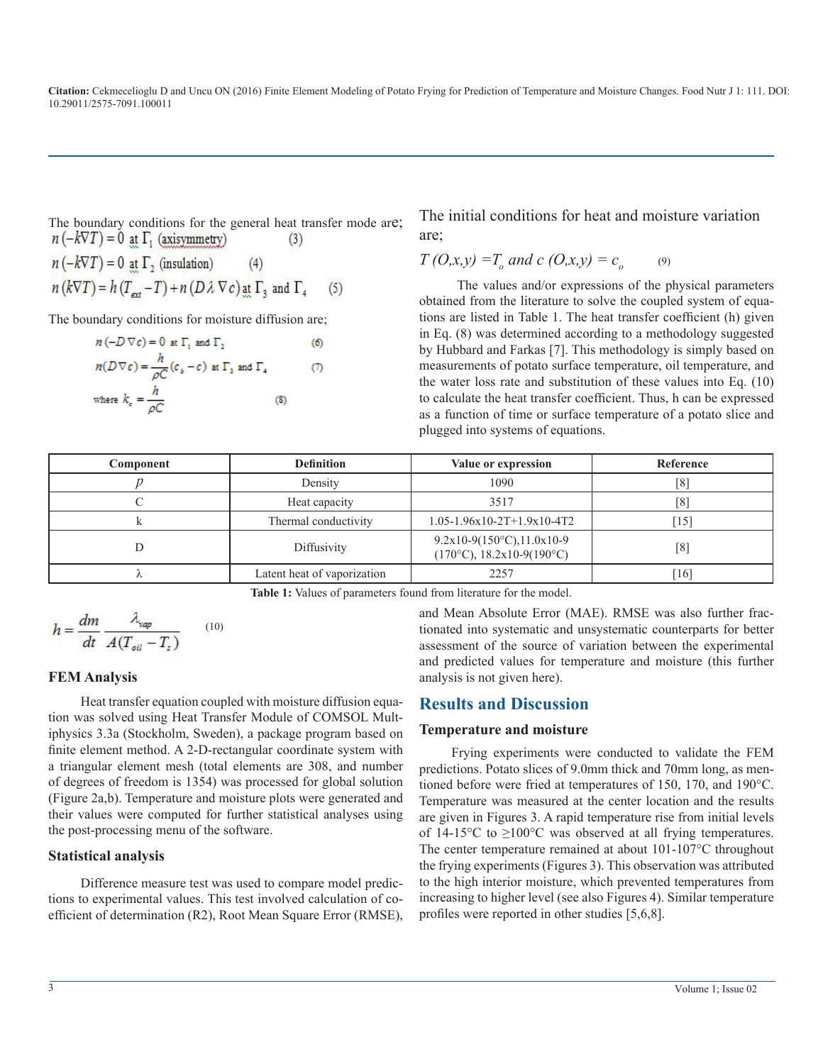The boundary conditions for the general heat transfer mode are;

$$n(-k\nabla T) = 0 \text{ at } \Gamma_1 \text{ (axisymmetry)} \qquad (3)$$

$$n(-k\nabla T) = 0 \text{ at } \Gamma_2 \text{ (insulation)} \qquad (4)$$

$$n(k\nabla T) = h(T_{ext} - T) + n(D\lambda\nabla c) \text{ at } \Gamma_3 \text{ and } \Gamma_4 \qquad (5)$$

The boundary conditions for moisture diffusion are;

$$n(-D\nabla c) = 0 \text{ at } \Gamma_1 \text{ and } \Gamma_2 \qquad (6)$$

$$n(D\nabla c) = \frac{h}{\rho C}(c_b - c) \text{ at } \Gamma_3 \text{ and } \Gamma_4 \qquad (7)$$

$$\text{where } k_c = \frac{h}{\rho C} \qquad (8)$$

The initial conditions for heat and moisture variation are;

$$T(O,x,y) = T_o \text{ and } c(O,x,y) = c_o \qquad (9)$$

The values and/or expressions of the physical parameters obtained from the literature to solve the coupled system of equations are listed in Table 1. The heat transfer coefficient (h) given in Eq. (8) was determined according to a methodology suggested by Hubbard and Farkas [7]. This methodology is simply based on measurements of potato surface temperature, oil temperature, and the water loss rate and substitution of these values into Eq. (10) to calculate the heat transfer coefficient. Thus, h can be expressed as a function of time or surface temperature of a potato slice and plugged into systems of equations.

| Component | Definition | Value or expression | Reference |
|---|---|---|---|
| p | Density | 1090 | [8] |
| C | Heat capacity | 3517 | [8] |
| k | Thermal conductivity | 1.05-1.96x10-2T+1.9x10-4T2 | [15] |
| D | Diffusivity | 9.2x10-9(150°C),11.0x10-9 (170°C), 18.2x10-9(190°C) | [8] |
| λ | Latent heat of vaporization | 2257 | [16] |

**Table 1:** Values of parameters found from literature for the model.

$$h = \frac{dm}{dt}\frac{\lambda_{vap}}{A(T_{oil} - T_s)} \qquad (10)$$

### FEM Analysis

Heat transfer equation coupled with moisture diffusion equation was solved using Heat Transfer Module of COMSOL Multiphysics 3.3a (Stockholm, Sweden), a package program based on finite element method. A 2-D-rectangular coordinate system with a triangular element mesh (total elements are 308, and number of degrees of freedom is 1354) was processed for global solution (Figure 2a,b). Temperature and moisture plots were generated and their values were computed for further statistical analyses using the post-processing menu of the software.

### Statistical analysis

Difference measure test was used to compare model predictions to experimental values. This test involved calculation of coefficient of determination ($R^2$), Root Mean Square Error (RMSE), and Mean Absolute Error (MAE). RMSE was also further fractionated into systematic and unsystematic counterparts for better assessment of the source of variation between the experimental and predicted values for temperature and moisture (this further analysis is not given here).

## Results and Discussion

### Temperature and moisture

Frying experiments were conducted to validate the FEM predictions. Potato slices of 9.0mm thick and 70mm long, as mentioned before were fried at temperatures of 150, 170, and 190°C. Temperature was measured at the center location and the results are given in Figures 3. A rapid temperature rise from initial levels of 14-15°C to ≥100°C was observed at all frying temperatures. The center temperature remained at about 101-107°C throughout the frying experiments (Figures 3). This observation was attributed to the high interior moisture, which prevented temperatures from increasing to higher level (see also Figures 4). Similar temperature profiles were reported in other studies [5,6,8].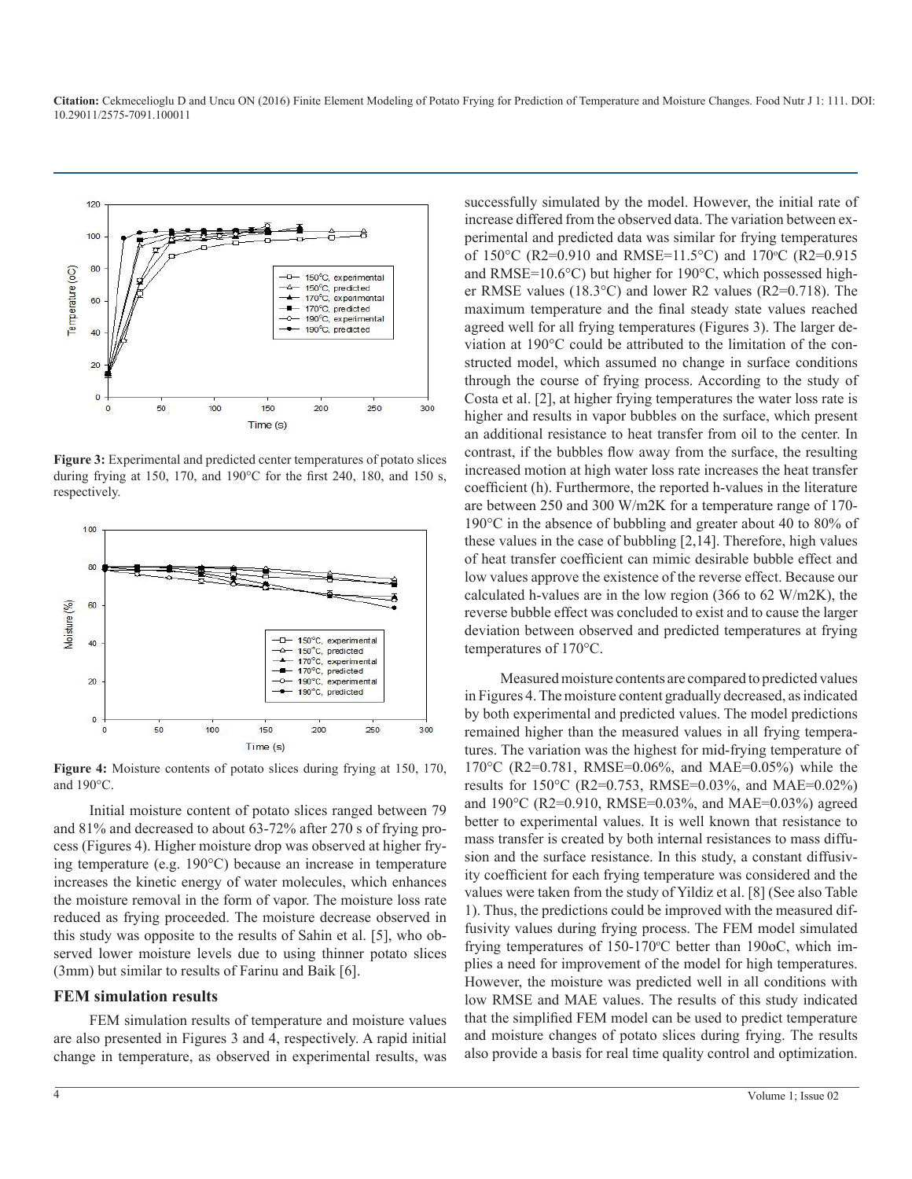Figure 3: Experimental and predicted center temperatures of potato slices during frying at 150, 170, and 190°C for the first 240, 180, and 150 s, respectively.

Figure 4: Moisture contents of potato slices during frying at 150, 170, and 190°C.

Initial moisture content of potato slices ranged between 79 and 81% and decreased to about 63-72% after 270 s of frying process (Figures 4). Higher moisture drop was observed at higher frying temperature (e.g. 190°C) because an increase in temperature increases the kinetic energy of water molecules, which enhances the moisture removal in the form of vapor. The moisture loss rate reduced as frying proceeded. The moisture decrease observed in this study was opposite to the results of Sahin et al. [5], who observed lower moisture levels due to using thinner potato slices (3mm) but similar to results of Farinu and Baik [6].

## FEM simulation results

FEM simulation results of temperature and moisture values are also presented in Figures 3 and 4, respectively. A rapid initial change in temperature, as observed in experimental results, was successfully simulated by the model. However, the initial rate of increase differed from the observed data. The variation between experimental and predicted data was similar for frying temperatures of 150°C (R2=0.910 and RMSE=11.5°C) and 170°C (R2=0.915 and RMSE=10.6°C) but higher for 190°C, which possessed higher RMSE values (18.3°C) and lower R2 values (R2=0.718). The maximum temperature and the final steady state values reached agreed well for all frying temperatures (Figures 3). The larger deviation at 190°C could be attributed to the limitation of the constructed model, which assumed no change in surface conditions through the course of frying process. According to the study of Costa et al. [2], at higher frying temperatures the water loss rate is higher and results in vapor bubbles on the surface, which present an additional resistance to heat transfer from oil to the center. In contrast, if the bubbles flow away from the surface, the resulting increased motion at high water loss rate increases the heat transfer coefficient (h). Furthermore, the reported h-values in the literature are between 250 and 300 W/m2K for a temperature range of 170-190°C in the absence of bubbling and greater about 40 to 80% of these values in the case of bubbling [2,14]. Therefore, high values of heat transfer coefficient can mimic desirable bubble effect and low values approve the existence of the reverse effect. Because our calculated h-values are in the low region (366 to 62 W/m2K), the reverse bubble effect was concluded to exist and to cause the larger deviation between observed and predicted temperatures at frying temperatures of 170°C.

Measured moisture contents are compared to predicted values in Figures 4. The moisture content gradually decreased, as indicated by both experimental and predicted values. The model predictions remained higher than the measured values in all frying temperatures. The variation was the highest for mid-frying temperature of 170°C (R2=0.781, RMSE=0.06%, and MAE=0.05%) while the results for 150°C (R2=0.753, RMSE=0.03%, and MAE=0.02%) and 190°C (R2=0.910, RMSE=0.03%, and MAE=0.03%) agreed better to experimental values. It is well known that resistance to mass transfer is created by both internal resistances to mass diffusion and the surface resistance. In this study, a constant diffusivity coefficient for each frying temperature was considered and the values were taken from the study of Yildiz et al. [8] (See also Table 1). Thus, the predictions could be improved with the measured diffusivity values during frying process. The FEM model simulated frying temperatures of 150-170°C better than 190oC, which implies a need for improvement of the model for high temperatures. However, the moisture was predicted well in all conditions with low RMSE and MAE values. The results of this study indicated that the simplified FEM model can be used to predict temperature and moisture changes of potato slices during frying. The results also provide a basis for real time quality control and optimization.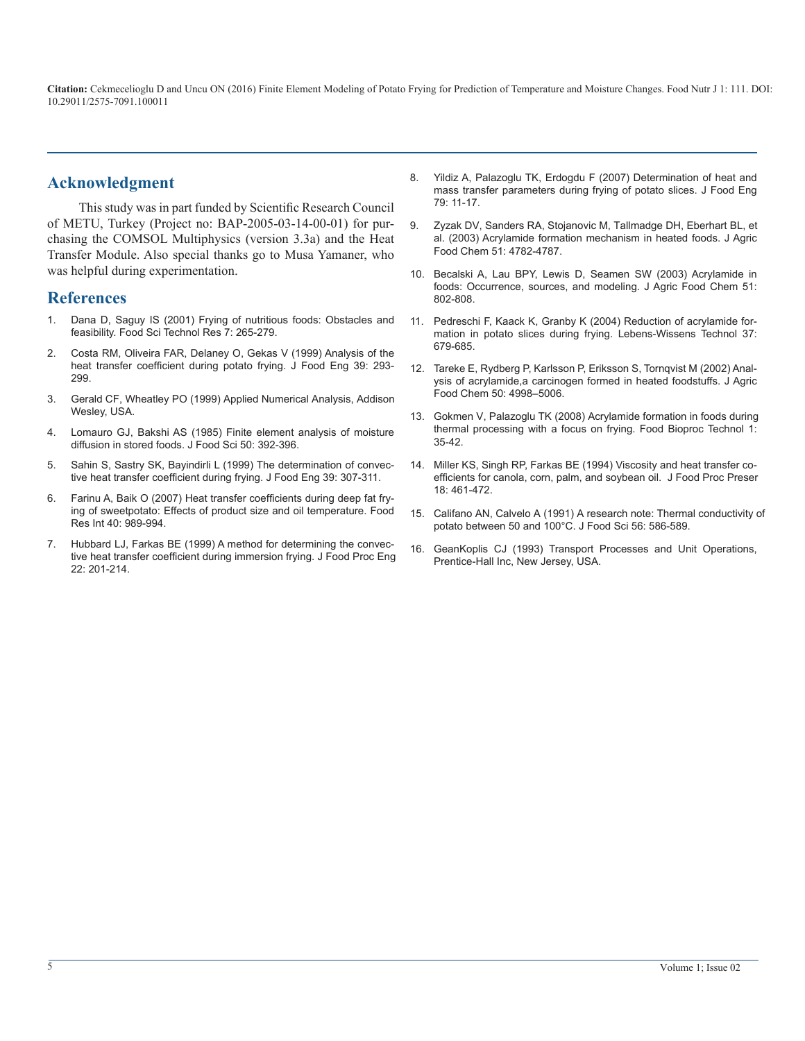## Acknowledgment

This study was in part funded by Scientific Research Council of METU, Turkey (Project no: BAP-2005-03-14-00-01) for purchasing the COMSOL Multiphysics (version 3.3a) and the Heat Transfer Module. Also special thanks go to Musa Yamaner, who was helpful during experimentation.

## References

1. Dana D, Saguy IS (2001) Frying of nutritious foods: Obstacles and feasibility. Food Sci Technol Res 7: 265-279.
2. Costa RM, Oliveira FAR, Delaney O, Gekas V (1999) Analysis of the heat transfer coefficient during potato frying. J Food Eng 39: 293-299.
3. Gerald CF, Wheatley PO (1999) Applied Numerical Analysis, Addison Wesley, USA.
4. Lomauro GJ, Bakshi AS (1985) Finite element analysis of moisture diffusion in stored foods. J Food Sci 50: 392-396.
5. Sahin S, Sastry SK, Bayindirli L (1999) The determination of convective heat transfer coefficient during frying. J Food Eng 39: 307-311.
6. Farinu A, Baik O (2007) Heat transfer coefficients during deep fat frying of sweetpotato: Effects of product size and oil temperature. Food Res Int 40: 989-994.
7. Hubbard LJ, Farkas BE (1999) A method for determining the convective heat transfer coefficient during immersion frying. J Food Proc Eng 22: 201-214.
8. Yildiz A, Palazoglu TK, Erdogdu F (2007) Determination of heat and mass transfer parameters during frying of potato slices. J Food Eng 79: 11-17.
9. Zyzak DV, Sanders RA, Stojanovic M, Tallmadge DH, Eberhart BL, et al. (2003) Acrylamide formation mechanism in heated foods. J Agric Food Chem 51: 4782-4787.
10. Becalski A, Lau BPY, Lewis D, Seamen SW (2003) Acrylamide in foods: Occurrence, sources, and modeling. J Agric Food Chem 51: 802-808.
11. Pedreschi F, Kaack K, Granby K (2004) Reduction of acrylamide formation in potato slices during frying. Lebens-Wissens Technol 37: 679-685.
12. Tareke E, Rydberg P, Karlsson P, Eriksson S, Tornqvist M (2002) Analysis of acrylamide,a carcinogen formed in heated foodstuffs. J Agric Food Chem 50: 4998–5006.
13. Gokmen V, Palazoglu TK (2008) Acrylamide formation in foods during thermal processing with a focus on frying. Food Bioproc Technol 1: 35-42.
14. Miller KS, Singh RP, Farkas BE (1994) Viscosity and heat transfer coefficients for canola, corn, palm, and soybean oil. J Food Proc Preser 18: 461-472.
15. Califano AN, Calvelo A (1991) A research note: Thermal conductivity of potato between 50 and 100°C. J Food Sci 56: 586-589.
16. GeanKoplis CJ (1993) Transport Processes and Unit Operations, Prentice-Hall Inc, New Jersey, USA.